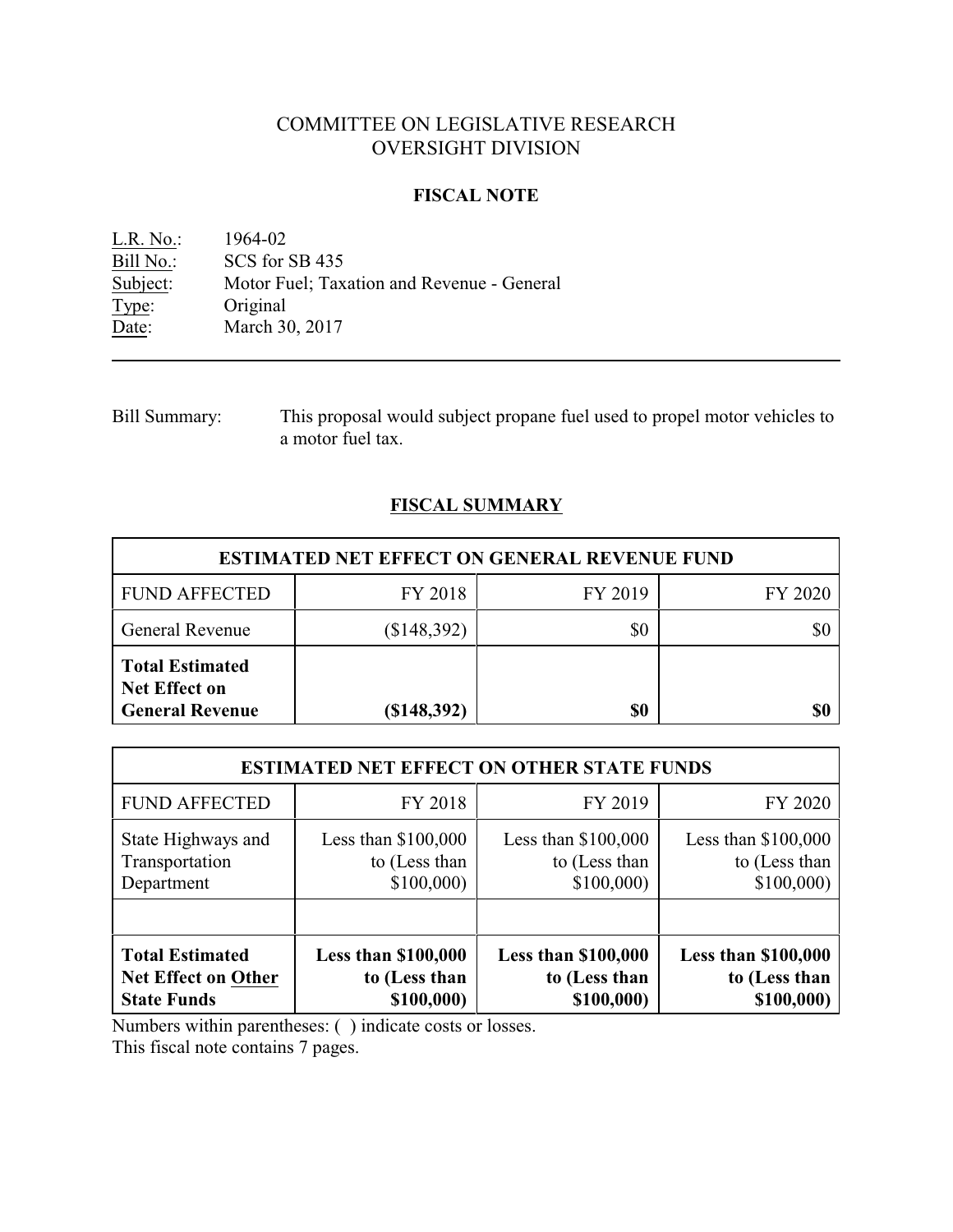# COMMITTEE ON LEGISLATIVE RESEARCH
# OVERSIGHT DIVISION

## FISCAL NOTE

L.R. No.: 1964-02
Bill No.: SCS for SB 435
Subject: Motor Fuel; Taxation and Revenue - General
Type: Original
Date: March 30, 2017

---

Bill Summary: This proposal would subject propane fuel used to propel motor vehicles to a motor fuel tax.

## FISCAL SUMMARY

| ESTIMATED NET EFFECT ON GENERAL REVENUE FUND | | | |
|---|---|---|---|
| FUND AFFECTED | FY 2018 | FY 2019 | FY 2020 |
| General Revenue | ($148,392) | $0 | $0 |
| **Total Estimated Net Effect on General Revenue** | **($148,392)** | **$0** | **$0** |

| ESTIMATED NET EFFECT ON OTHER STATE FUNDS | | | |
|---|---|---|---|
| FUND AFFECTED | FY 2018 | FY 2019 | FY 2020 |
| State Highways and Transportation Department | Less than $100,000 to (Less than $100,000) | Less than $100,000 to (Less than $100,000) | Less than $100,000 to (Less than $100,000) |
| | | | |
| **Total Estimated Net Effect on Other State Funds** | **Less than $100,000 to (Less than $100,000)** | **Less than $100,000 to (Less than $100,000)** | **Less than $100,000 to (Less than $100,000)** |

Numbers within parentheses: ( ) indicate costs or losses.
This fiscal note contains 7 pages.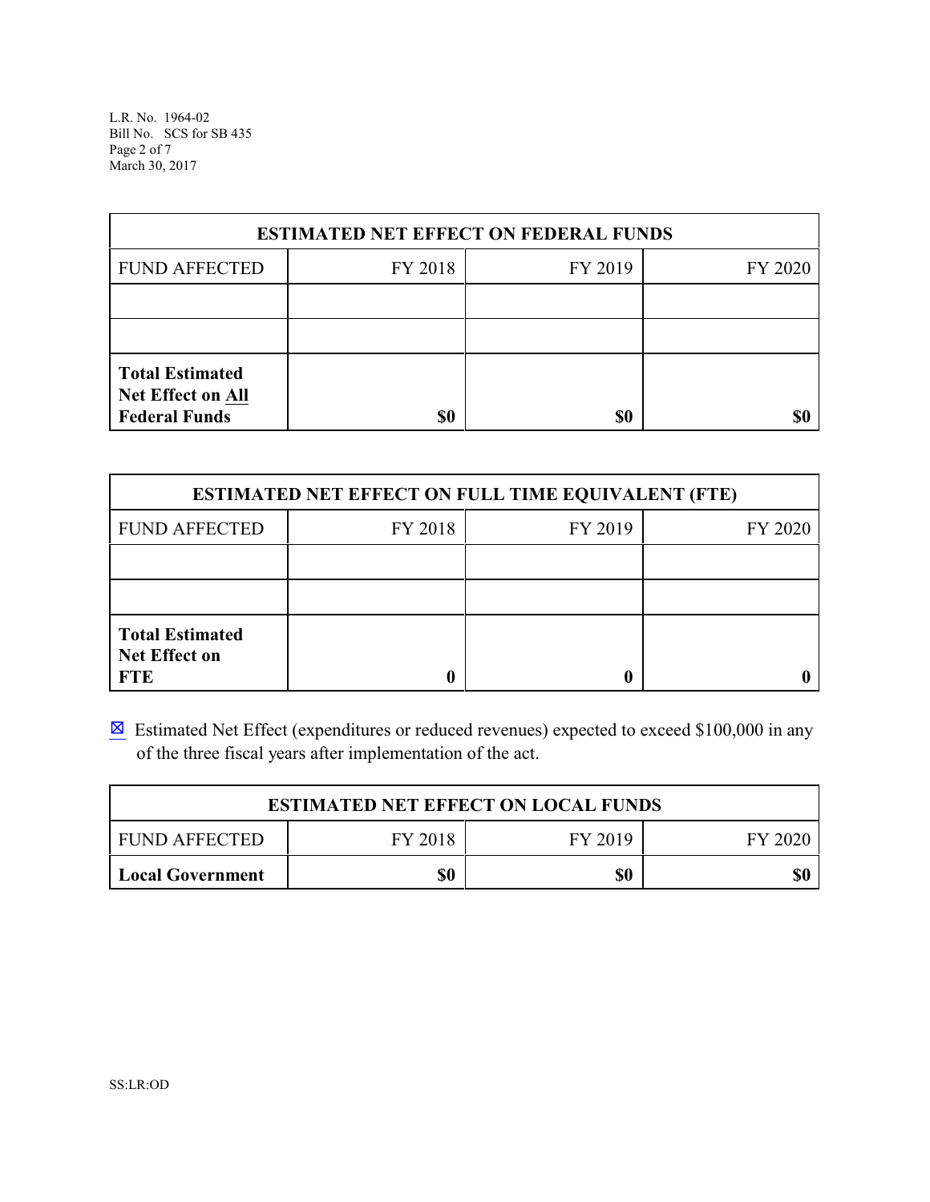| ESTIMATED NET EFFECT ON FEDERAL FUNDS | | | |
|---|---|---|---|
| FUND AFFECTED | FY 2018 | FY 2019 | FY 2020 |
| | | | |
| | | | |
| **Total Estimated Net Effect on All Federal Funds** | **$0** | **$0** | **$0** |

| ESTIMATED NET EFFECT ON FULL TIME EQUIVALENT (FTE) | | | |
|---|---|---|---|
| FUND AFFECTED | FY 2018 | FY 2019 | FY 2020 |
| | | | |
| | | | |
| **Total Estimated Net Effect on FTE** | **0** | **0** | **0** |

☒ Estimated Net Effect (expenditures or reduced revenues) expected to exceed $100,000 in any of the three fiscal years after implementation of the act.

| ESTIMATED NET EFFECT ON LOCAL FUNDS | | | |
|---|---|---|---|
| FUND AFFECTED | FY 2018 | FY 2019 | FY 2020 |
| **Local Government** | **$0** | **$0** | **$0** |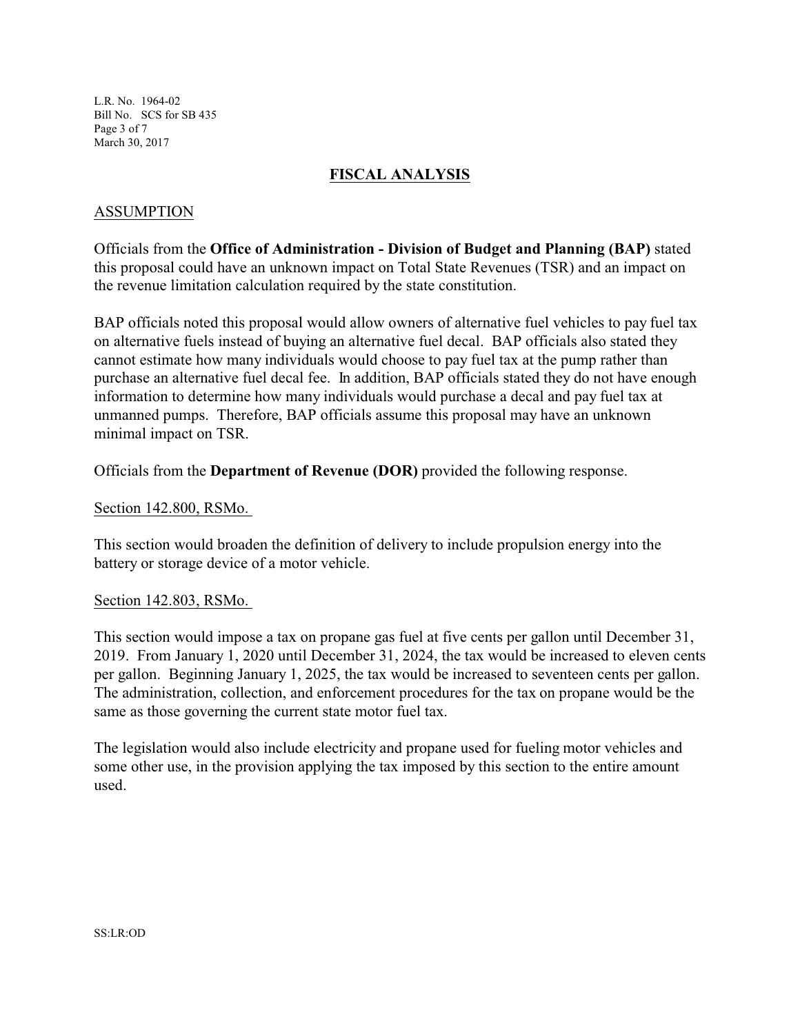## FISCAL ANALYSIS

### ASSUMPTION

Officials from the **Office of Administration - Division of Budget and Planning (BAP)** stated this proposal could have an unknown impact on Total State Revenues (TSR) and an impact on the revenue limitation calculation required by the state constitution.

BAP officials noted this proposal would allow owners of alternative fuel vehicles to pay fuel tax on alternative fuels instead of buying an alternative fuel decal. BAP officials also stated they cannot estimate how many individuals would choose to pay fuel tax at the pump rather than purchase an alternative fuel decal fee. In addition, BAP officials stated they do not have enough information to determine how many individuals would purchase a decal and pay fuel tax at unmanned pumps. Therefore, BAP officials assume this proposal may have an unknown minimal impact on TSR.

Officials from the **Department of Revenue (DOR)** provided the following response.

Section 142.800, RSMo.

This section would broaden the definition of delivery to include propulsion energy into the battery or storage device of a motor vehicle.

Section 142.803, RSMo.

This section would impose a tax on propane gas fuel at five cents per gallon until December 31, 2019. From January 1, 2020 until December 31, 2024, the tax would be increased to eleven cents per gallon. Beginning January 1, 2025, the tax would be increased to seventeen cents per gallon. The administration, collection, and enforcement procedures for the tax on propane would be the same as those governing the current state motor fuel tax.

The legislation would also include electricity and propane used for fueling motor vehicles and some other use, in the provision applying the tax imposed by this section to the entire amount used.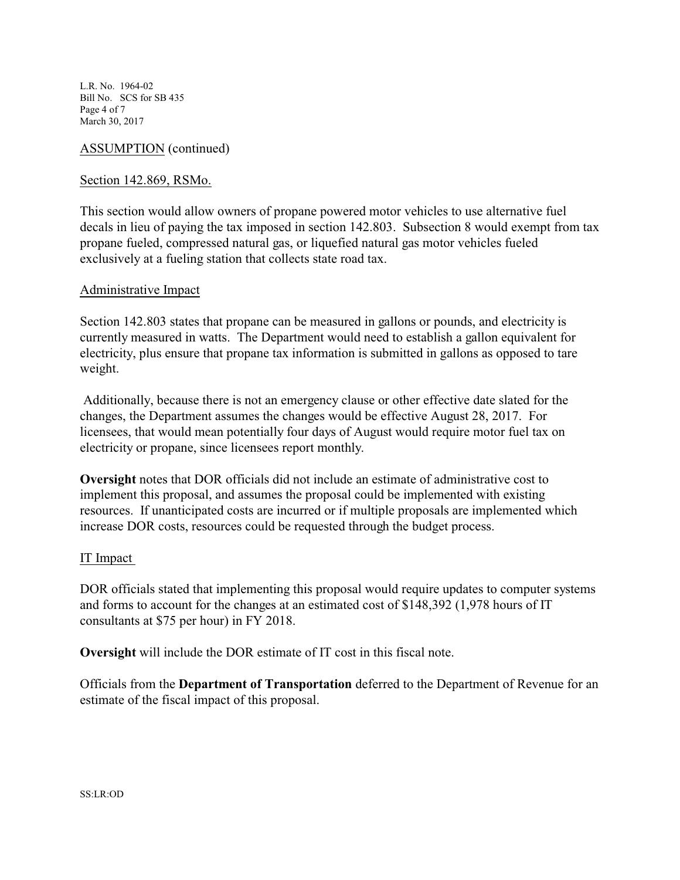ASSUMPTION (continued)

Section 142.869, RSMo.

This section would allow owners of propane powered motor vehicles to use alternative fuel decals in lieu of paying the tax imposed in section 142.803. Subsection 8 would exempt from tax propane fueled, compressed natural gas, or liquefied natural gas motor vehicles fueled exclusively at a fueling station that collects state road tax.

Administrative Impact

Section 142.803 states that propane can be measured in gallons or pounds, and electricity is currently measured in watts. The Department would need to establish a gallon equivalent for electricity, plus ensure that propane tax information is submitted in gallons as opposed to tare weight.

Additionally, because there is not an emergency clause or other effective date slated for the changes, the Department assumes the changes would be effective August 28, 2017. For licensees, that would mean potentially four days of August would require motor fuel tax on electricity or propane, since licensees report monthly.

**Oversight** notes that DOR officials did not include an estimate of administrative cost to implement this proposal, and assumes the proposal could be implemented with existing resources. If unanticipated costs are incurred or if multiple proposals are implemented which increase DOR costs, resources could be requested through the budget process.

IT Impact

DOR officials stated that implementing this proposal would require updates to computer systems and forms to account for the changes at an estimated cost of $148,392 (1,978 hours of IT consultants at $75 per hour) in FY 2018.

**Oversight** will include the DOR estimate of IT cost in this fiscal note.

Officials from the **Department of Transportation** deferred to the Department of Revenue for an estimate of the fiscal impact of this proposal.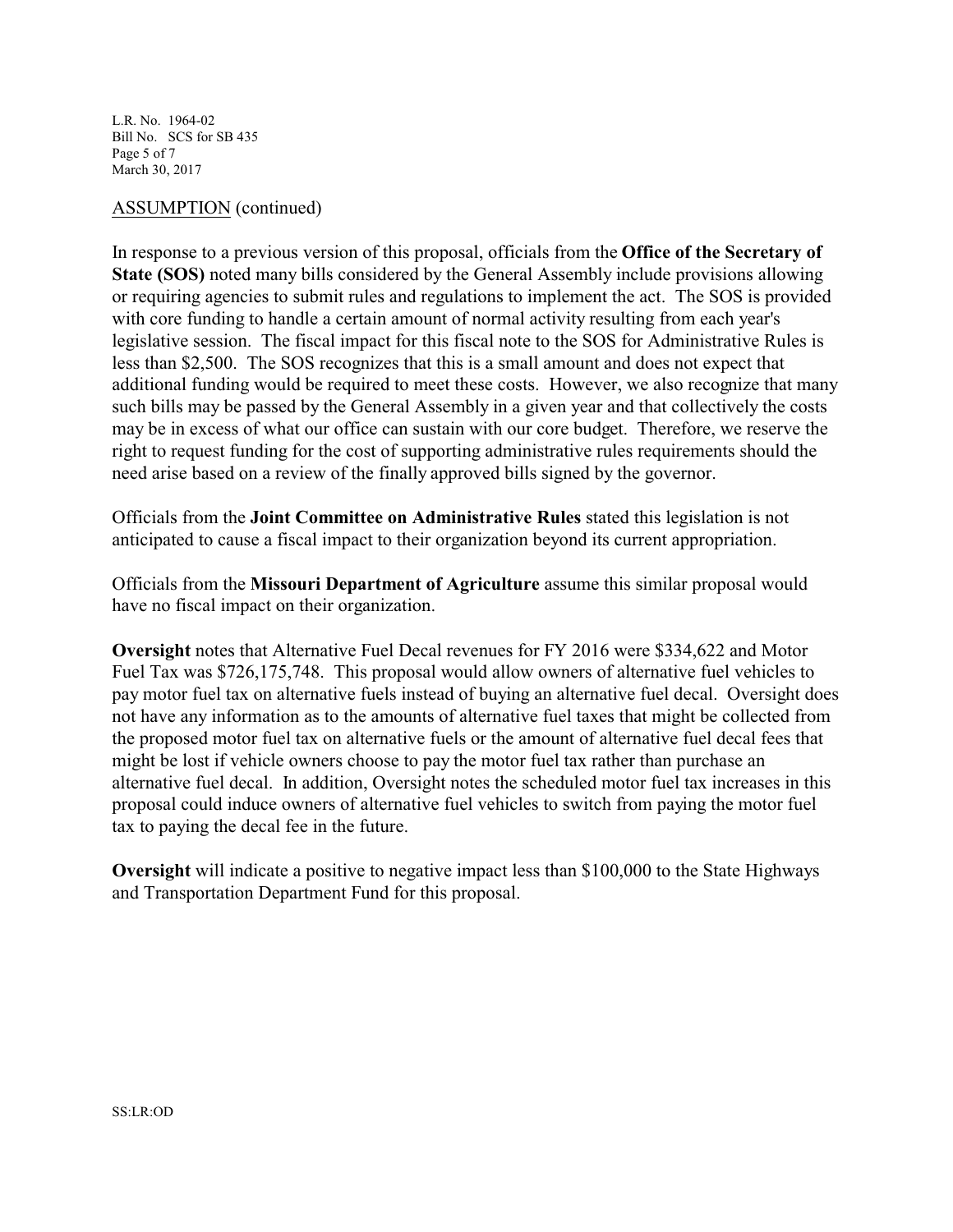ASSUMPTION (continued)

In response to a previous version of this proposal, officials from the **Office of the Secretary of State (SOS)** noted many bills considered by the General Assembly include provisions allowing or requiring agencies to submit rules and regulations to implement the act. The SOS is provided with core funding to handle a certain amount of normal activity resulting from each year's legislative session. The fiscal impact for this fiscal note to the SOS for Administrative Rules is less than $2,500. The SOS recognizes that this is a small amount and does not expect that additional funding would be required to meet these costs. However, we also recognize that many such bills may be passed by the General Assembly in a given year and that collectively the costs may be in excess of what our office can sustain with our core budget. Therefore, we reserve the right to request funding for the cost of supporting administrative rules requirements should the need arise based on a review of the finally approved bills signed by the governor.

Officials from the **Joint Committee on Administrative Rules** stated this legislation is not anticipated to cause a fiscal impact to their organization beyond its current appropriation.

Officials from the **Missouri Department of Agriculture** assume this similar proposal would have no fiscal impact on their organization.

**Oversight** notes that Alternative Fuel Decal revenues for FY 2016 were $334,622 and Motor Fuel Tax was $726,175,748. This proposal would allow owners of alternative fuel vehicles to pay motor fuel tax on alternative fuels instead of buying an alternative fuel decal. Oversight does not have any information as to the amounts of alternative fuel taxes that might be collected from the proposed motor fuel tax on alternative fuels or the amount of alternative fuel decal fees that might be lost if vehicle owners choose to pay the motor fuel tax rather than purchase an alternative fuel decal. In addition, Oversight notes the scheduled motor fuel tax increases in this proposal could induce owners of alternative fuel vehicles to switch from paying the motor fuel tax to paying the decal fee in the future.

**Oversight** will indicate a positive to negative impact less than $100,000 to the State Highways and Transportation Department Fund for this proposal.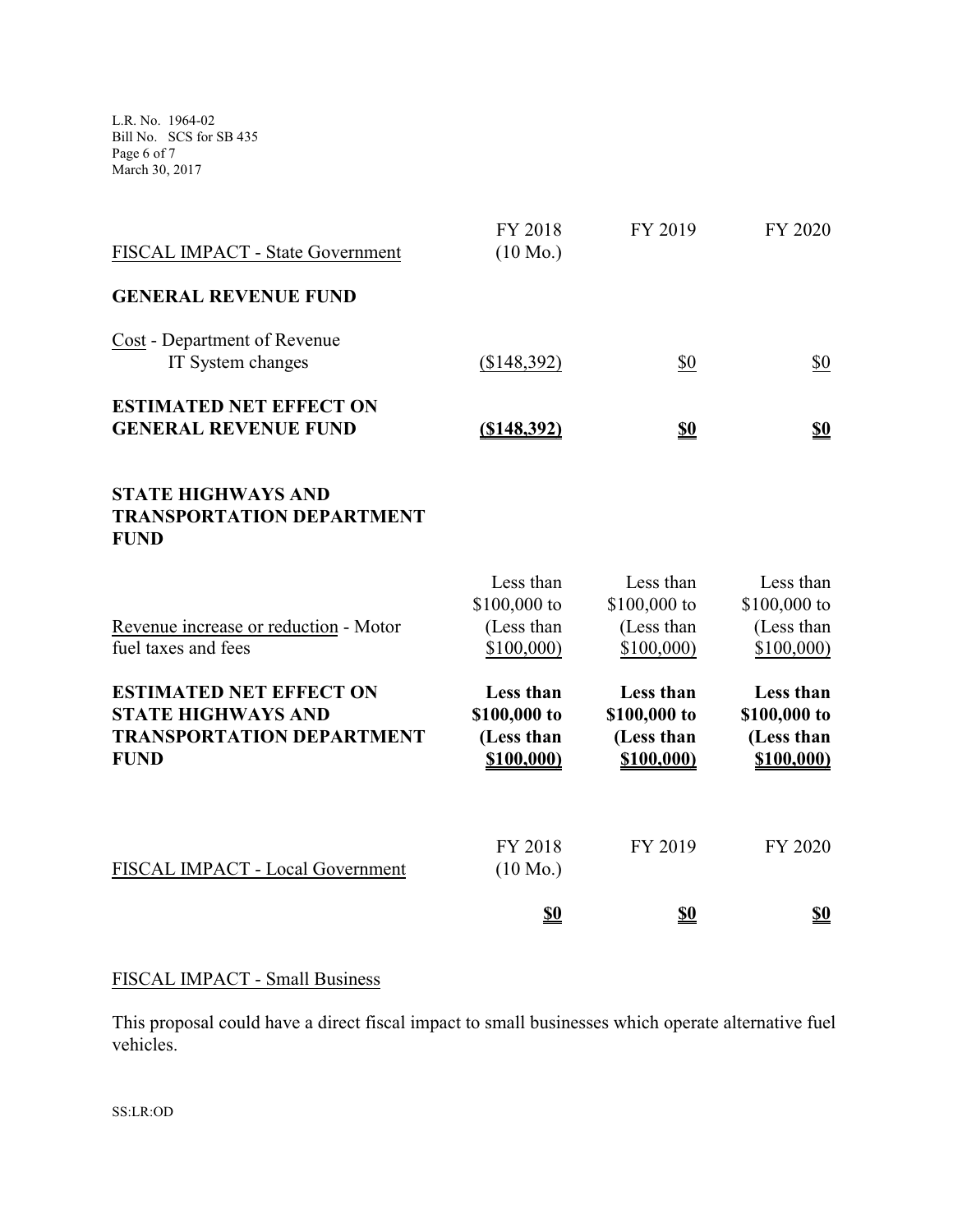| FISCAL IMPACT - State Government | FY 2018 (10 Mo.) | FY 2019 | FY 2020 |
|---|---|---|---|
| **GENERAL REVENUE FUND** | | | |
| Cost - Department of Revenue IT System changes | ($148,392) | $0 | $0 |
| **ESTIMATED NET EFFECT ON GENERAL REVENUE FUND** | **($148,392)** | **$0** | **$0** |
| **STATE HIGHWAYS AND TRANSPORTATION DEPARTMENT FUND** | | | |
| Revenue increase or reduction - Motor fuel taxes and fees | Less than $100,000 to (Less than $100,000) | Less than $100,000 to (Less than $100,000) | Less than $100,000 to (Less than $100,000) |
| **ESTIMATED NET EFFECT ON STATE HIGHWAYS AND TRANSPORTATION DEPARTMENT FUND** | **Less than $100,000 to (Less than $100,000)** | **Less than $100,000 to (Less than $100,000)** | **Less than $100,000 to (Less than $100,000)** |

| FISCAL IMPACT - Local Government | FY 2018 (10 Mo.) | FY 2019 | FY 2020 |
|---|---|---|---|
| | **$0** | **$0** | **$0** |

FISCAL IMPACT - Small Business

This proposal could have a direct fiscal impact to small businesses which operate alternative fuel vehicles.

SS:LR:OD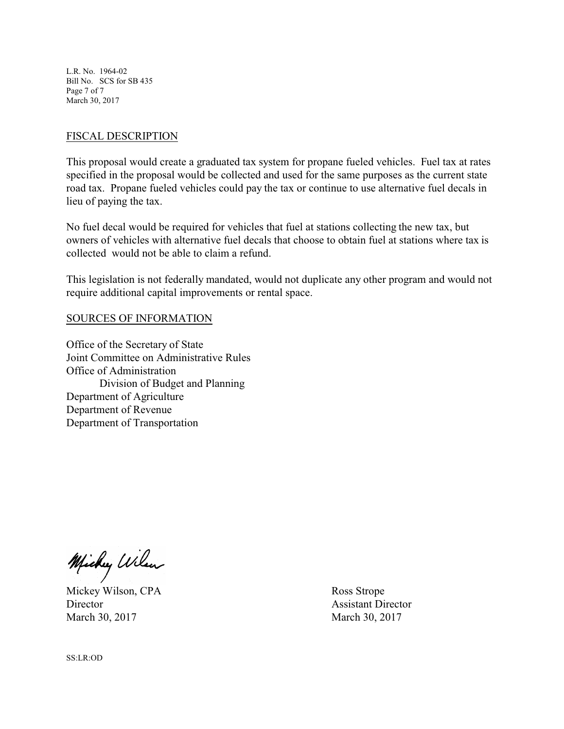## FISCAL DESCRIPTION

This proposal would create a graduated tax system for propane fueled vehicles. Fuel tax at rates specified in the proposal would be collected and used for the same purposes as the current state road tax. Propane fueled vehicles could pay the tax or continue to use alternative fuel decals in lieu of paying the tax.

No fuel decal would be required for vehicles that fuel at stations collecting the new tax, but owners of vehicles with alternative fuel decals that choose to obtain fuel at stations where tax is collected would not be able to claim a refund.

This legislation is not federally mandated, would not duplicate any other program and would not require additional capital improvements or rental space.

## SOURCES OF INFORMATION

Office of the Secretary of State
Joint Committee on Administrative Rules
Office of Administration
    Division of Budget and Planning
Department of Agriculture
Department of Revenue
Department of Transportation

Mickey Wilson, CPA
Director
March 30, 2017

Ross Strope
Assistant Director
March 30, 2017

SS:LR:OD